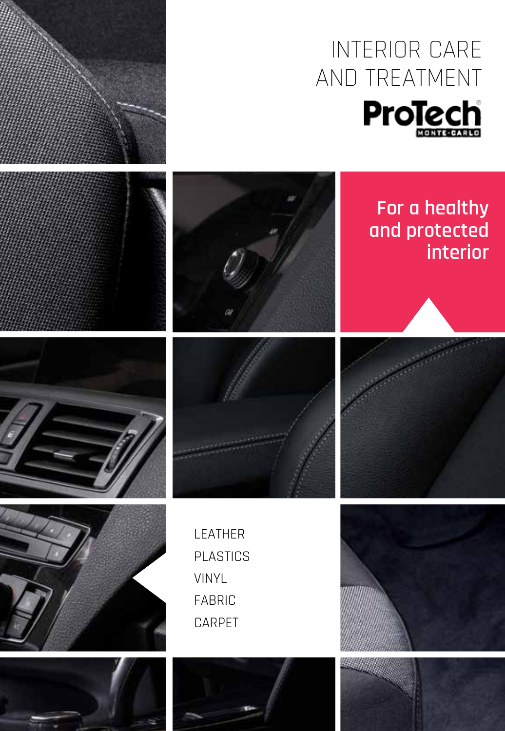# INTERIOR CARE AND TREATMENT

ProTech MONTE-CARLO

**For a healthy and protected interior**

- LEATHER
- PLASTICS
- VINYL
- FABRIC
- CARPET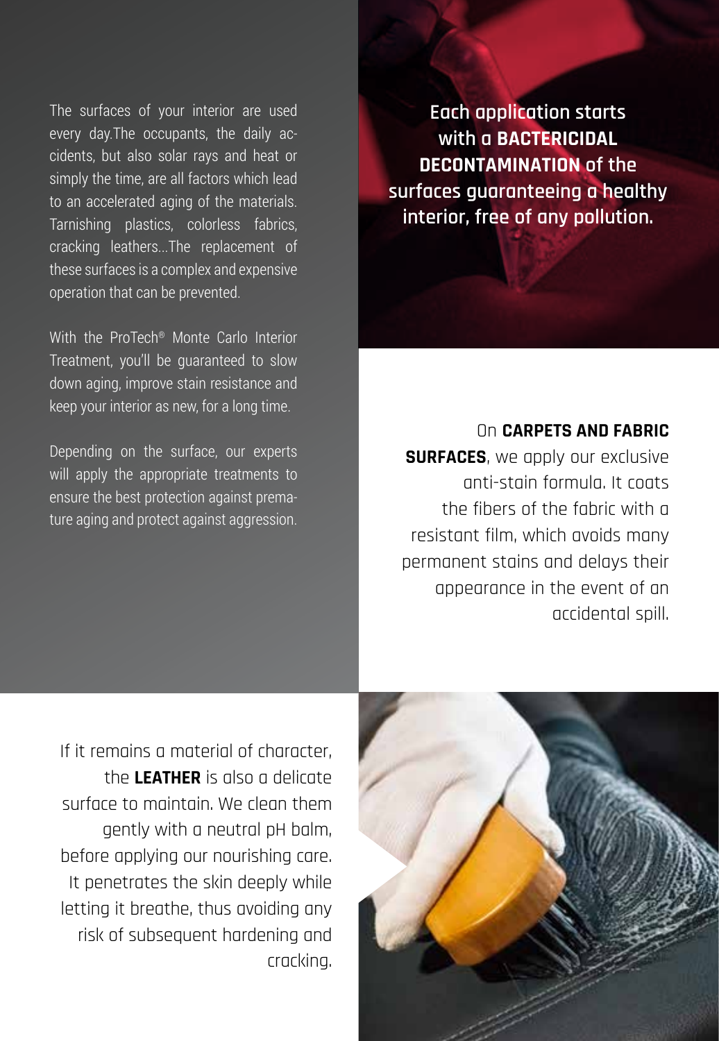The surfaces of your interior are used every day.The occupants, the daily accidents, but also solar rays and heat or simply the time, are all factors which lead to an accelerated aging of the materials. Tarnishing plastics, colorless fabrics, cracking leathers...The replacement of these surfaces is a complex and expensive operation that can be prevented.

With the ProTech® Monte Carlo Interior Treatment, you'll be guaranteed to slow down aging, improve stain resistance and keep your interior as new, for a long time.

Depending on the surface, our experts will apply the appropriate treatments to ensure the best protection against premature aging and protect against aggression.

Each application starts with a **BACTERICIDAL DECONTAMINATION** of the surfaces guaranteeing a healthy interior, free of any pollution.

On **CARPETS AND FABRIC SURFACES**, we apply our exclusive anti-stain formula. It coats the fibers of the fabric with a resistant film, which avoids many permanent stains and delays their appearance in the event of an accidental spill.

If it remains a material of character, the **LEATHER** is also a delicate surface to maintain. We clean them gently with a neutral pH balm, before applying our nourishing care. It penetrates the skin deeply while letting it breathe, thus avoiding any risk of subsequent hardening and cracking.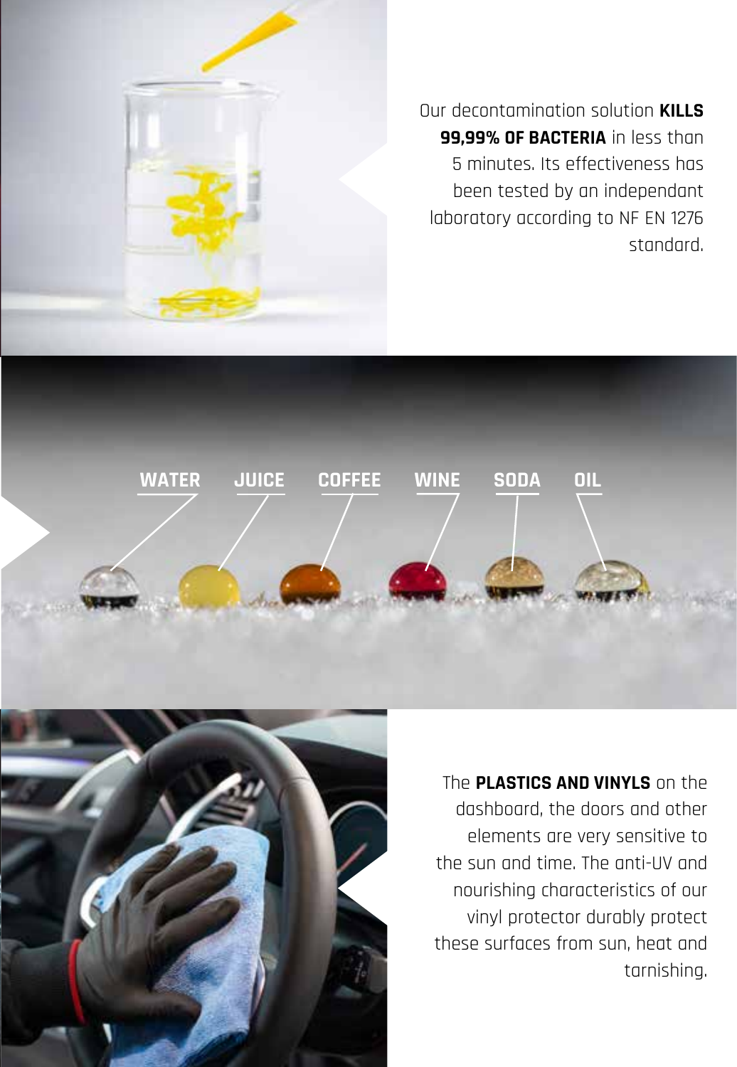Our decontamination solution **KILLS 99,99% OF BACTERIA** in less than 5 minutes. Its effectiveness has been tested by an independant laboratory according to NF EN 1276 standard.

WATER JUICE COFFEE WINE SODA OIL

The **PLASTICS AND VINYLS** on the dashboard, the doors and other elements are very sensitive to the sun and time. The anti-UV and nourishing characteristics of our vinyl protector durably protect these surfaces from sun, heat and tarnishing.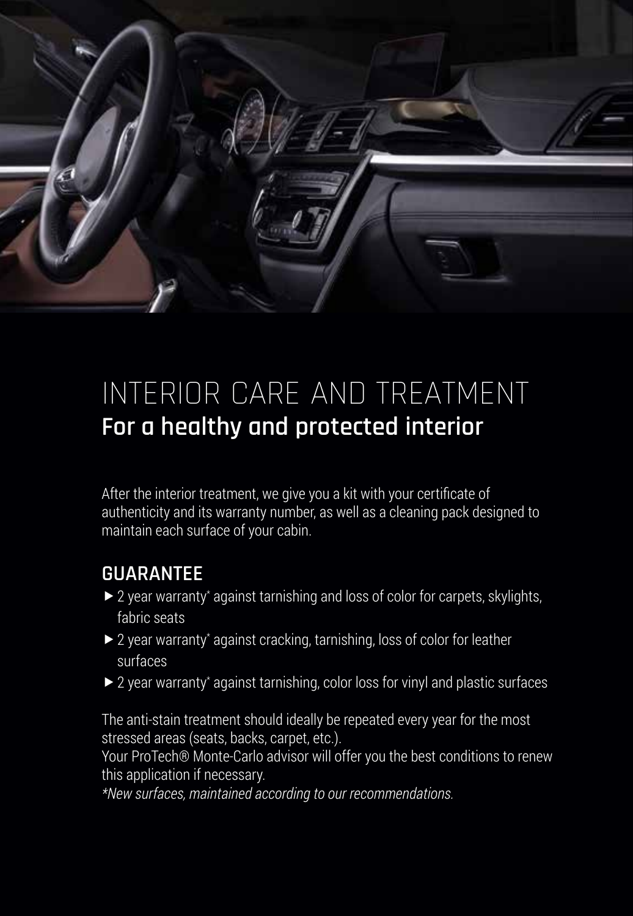# INTERIOR CARE AND TREATMENT
## For a healthy and protected interior

After the interior treatment, we give you a kit with your certificate of authenticity and its warranty number, as well as a cleaning pack designed to maintain each surface of your cabin.

### GUARANTEE

- 2 year warranty* against tarnishing and loss of color for carpets, skylights, fabric seats
- 2 year warranty* against cracking, tarnishing, loss of color for leather surfaces
- 2 year warranty* against tarnishing, color loss for vinyl and plastic surfaces

The anti-stain treatment should ideally be repeated every year for the most stressed areas (seats, backs, carpet, etc.).
Your ProTech® Monte-Carlo advisor will offer you the best conditions to renew this application if necessary.
*\*New surfaces, maintained according to our recommendations.*